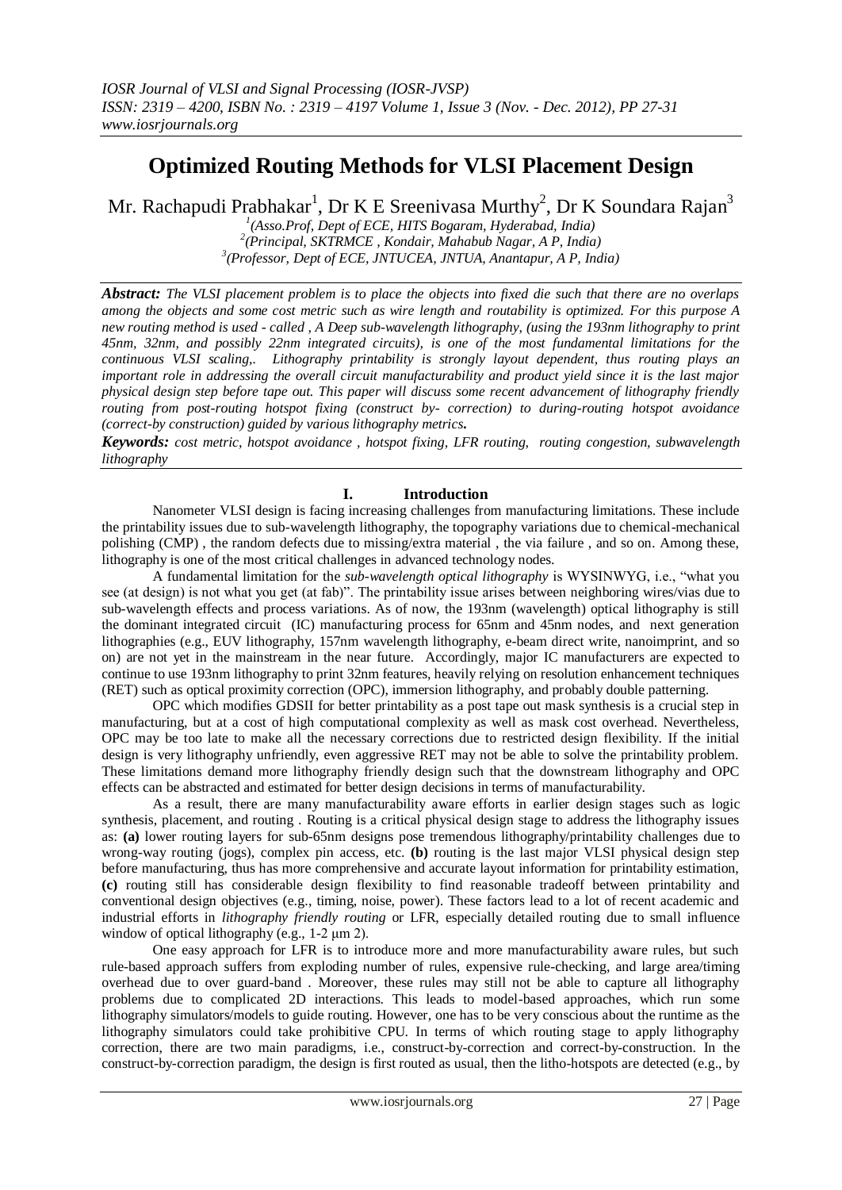# Optimized Routing Methods for VLSI Placement Design

Mr. Rachapudi Prabhakar[1], Dr K E Sreenivasa Murthy[2], Dr K Soundara Rajan[3]

[1](Asso.Prof, Dept of ECE, HITS Bogaram, Hyderabad, India)
[2](Principal, SKTRMCE , Kondair, Mahabub Nagar, A P, India)
[3](Professor, Dept of ECE, JNTUCEA, JNTUA, Anantapur, A P, India)

***Abstract:*** *The VLSI placement problem is to place the objects into fixed die such that there are no overlaps among the objects and some cost metric such as wire length and routability is optimized. For this purpose A new routing method is used - called , A Deep sub-wavelength lithography, (using the 193nm lithography to print 45nm, 32nm, and possibly 22nm integrated circuits), is one of the most fundamental limitations for the continuous VLSI scaling,. Lithography printability is strongly layout dependent, thus routing plays an important role in addressing the overall circuit manufacturability and product yield since it is the last major physical design step before tape out. This paper will discuss some recent advancement of lithography friendly routing from post-routing hotspot fixing (construct by- correction) to during-routing hotspot avoidance (correct-by construction) guided by various lithography metrics.*

***Keywords:*** *cost metric, hotspot avoidance , hotspot fixing, LFR routing, routing congestion, subwavelength lithography*

## I. Introduction

Nanometer VLSI design is facing increasing challenges from manufacturing limitations. These include the printability issues due to sub-wavelength lithography, the topography variations due to chemical-mechanical polishing (CMP) , the random defects due to missing/extra material , the via failure , and so on. Among these, lithography is one of the most critical challenges in advanced technology nodes.

A fundamental limitation for the *sub-wavelength optical lithography* is WYSINWYG, i.e., "what you see (at design) is not what you get (at fab)". The printability issue arises between neighboring wires/vias due to sub-wavelength effects and process variations. As of now, the 193nm (wavelength) optical lithography is still the dominant integrated circuit (IC) manufacturing process for 65nm and 45nm nodes, and next generation lithographies (e.g., EUV lithography, 157nm wavelength lithography, e-beam direct write, nanoimprint, and so on) are not yet in the mainstream in the near future. Accordingly, major IC manufacturers are expected to continue to use 193nm lithography to print 32nm features, heavily relying on resolution enhancement techniques (RET) such as optical proximity correction (OPC), immersion lithography, and probably double patterning.

OPC which modifies GDSII for better printability as a post tape out mask synthesis is a crucial step in manufacturing, but at a cost of high computational complexity as well as mask cost overhead. Nevertheless, OPC may be too late to make all the necessary corrections due to restricted design flexibility. If the initial design is very lithography unfriendly, even aggressive RET may not be able to solve the printability problem. These limitations demand more lithography friendly design such that the downstream lithography and OPC effects can be abstracted and estimated for better design decisions in terms of manufacturability.

As a result, there are many manufacturability aware efforts in earlier design stages such as logic synthesis, placement, and routing . Routing is a critical physical design stage to address the lithography issues as: **(a)** lower routing layers for sub-65nm designs pose tremendous lithography/printability challenges due to wrong-way routing (jogs), complex pin access, etc. **(b)** routing is the last major VLSI physical design step before manufacturing, thus has more comprehensive and accurate layout information for printability estimation, **(c)** routing still has considerable design flexibility to find reasonable tradeoff between printability and conventional design objectives (e.g., timing, noise, power). These factors lead to a lot of recent academic and industrial efforts in *lithography friendly routing* or LFR, especially detailed routing due to small influence window of optical lithography (e.g., 1-2 μm 2).

One easy approach for LFR is to introduce more and more manufacturability aware rules, but such rule-based approach suffers from exploding number of rules, expensive rule-checking, and large area/timing overhead due to over guard-band . Moreover, these rules may still not be able to capture all lithography problems due to complicated 2D interactions. This leads to model-based approaches, which run some lithography simulators/models to guide routing. However, one has to be very conscious about the runtime as the lithography simulators could take prohibitive CPU. In terms of which routing stage to apply lithography correction, there are two main paradigms, i.e., construct-by-correction and correct-by-construction. In the construct-by-correction paradigm, the design is first routed as usual, then the litho-hotspots are detected (e.g., by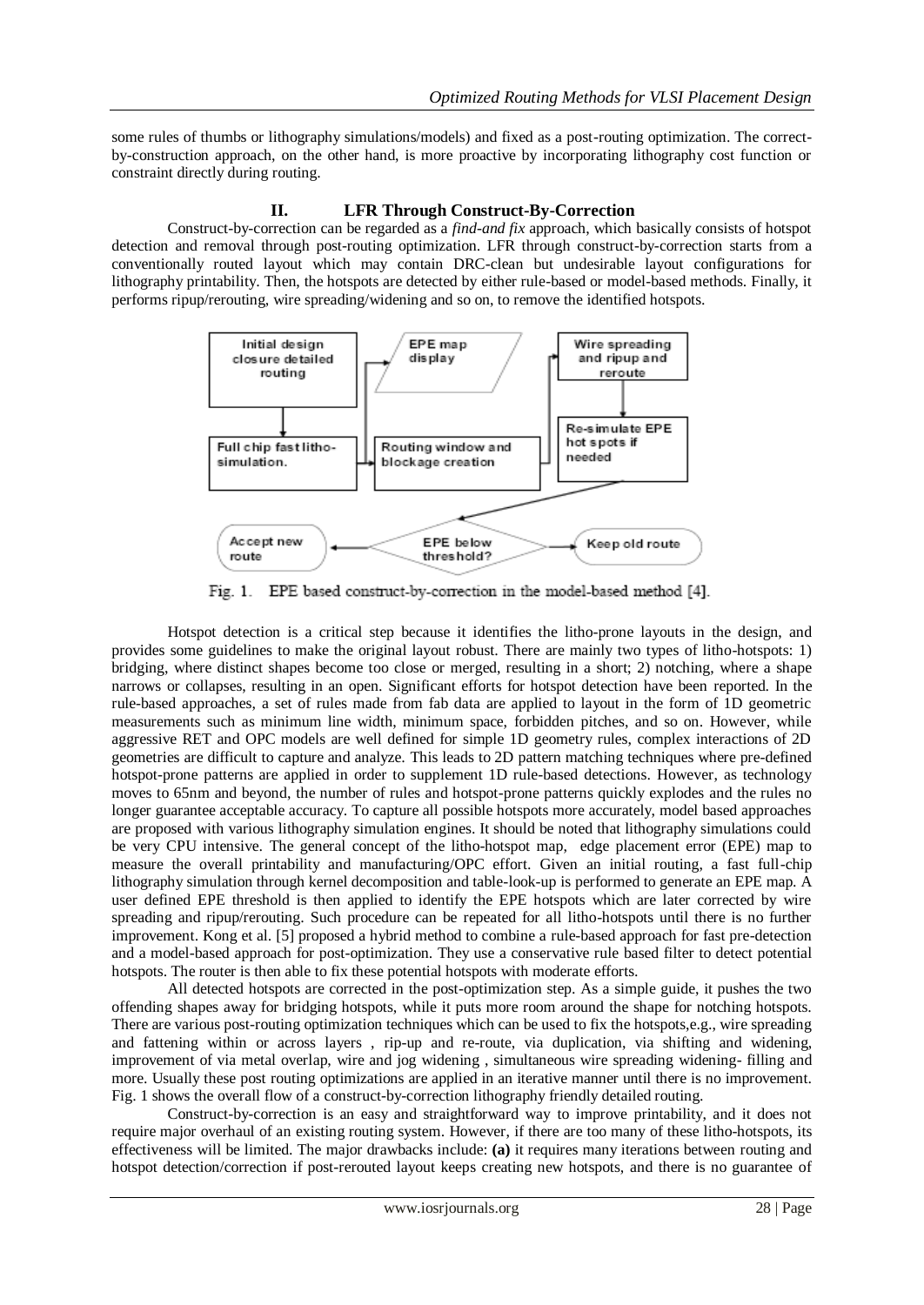some rules of thumbs or lithography simulations/models) and fixed as a post-routing optimization. The correct-by-construction approach, on the other hand, is more proactive by incorporating lithography cost function or constraint directly during routing.

## II. LFR Through Construct-By-Correction

Construct-by-correction can be regarded as a *find-and fix* approach, which basically consists of hotspot detection and removal through post-routing optimization. LFR through construct-by-correction starts from a conventionally routed layout which may contain DRC-clean but undesirable layout configurations for lithography printability. Then, the hotspots are detected by either rule-based or model-based methods. Finally, it performs ripup/rerouting, wire spreading/widening and so on, to remove the identified hotspots.

Fig. 1. EPE based construct-by-correction in the model-based method [4].

Hotspot detection is a critical step because it identifies the litho-prone layouts in the design, and provides some guidelines to make the original layout robust. There are mainly two types of litho-hotspots: 1) bridging, where distinct shapes become too close or merged, resulting in a short; 2) notching, where a shape narrows or collapses, resulting in an open. Significant efforts for hotspot detection have been reported. In the rule-based approaches, a set of rules made from fab data are applied to layout in the form of 1D geometric measurements such as minimum line width, minimum space, forbidden pitches, and so on. However, while aggressive RET and OPC models are well defined for simple 1D geometry rules, complex interactions of 2D geometries are difficult to capture and analyze. This leads to 2D pattern matching techniques where pre-defined hotspot-prone patterns are applied in order to supplement 1D rule-based detections. However, as technology moves to 65nm and beyond, the number of rules and hotspot-prone patterns quickly explodes and the rules no longer guarantee acceptable accuracy. To capture all possible hotspots more accurately, model based approaches are proposed with various lithography simulation engines. It should be noted that lithography simulations could be very CPU intensive. The general concept of the litho-hotspot map, edge placement error (EPE) map to measure the overall printability and manufacturing/OPC effort. Given an initial routing, a fast full-chip lithography simulation through kernel decomposition and table-look-up is performed to generate an EPE map. A user defined EPE threshold is then applied to identify the EPE hotspots which are later corrected by wire spreading and ripup/rerouting. Such procedure can be repeated for all litho-hotspots until there is no further improvement. Kong et al. [5] proposed a hybrid method to combine a rule-based approach for fast pre-detection and a model-based approach for post-optimization. They use a conservative rule based filter to detect potential hotspots. The router is then able to fix these potential hotspots with moderate efforts.

All detected hotspots are corrected in the post-optimization step. As a simple guide, it pushes the two offending shapes away for bridging hotspots, while it puts more room around the shape for notching hotspots. There are various post-routing optimization techniques which can be used to fix the hotspots,e.g., wire spreading and fattening within or across layers , rip-up and re-route, via duplication, via shifting and widening, improvement of via metal overlap, wire and jog widening , simultaneous wire spreading widening- filling and more. Usually these post routing optimizations are applied in an iterative manner until there is no improvement. Fig. 1 shows the overall flow of a construct-by-correction lithography friendly detailed routing.

Construct-by-correction is an easy and straightforward way to improve printability, and it does not require major overhaul of an existing routing system. However, if there are too many of these litho-hotspots, its effectiveness will be limited. The major drawbacks include: **(a)** it requires many iterations between routing and hotspot detection/correction if post-rerouted layout keeps creating new hotspots, and there is no guarantee of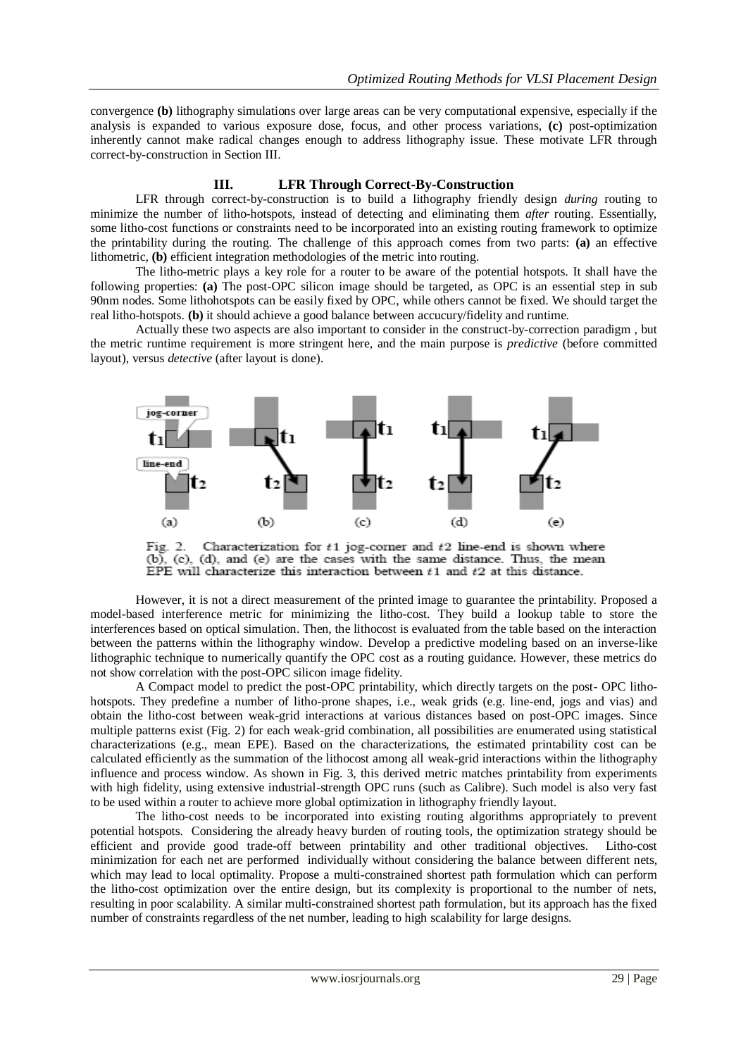convergence **(b)** lithography simulations over large areas can be very computational expensive, especially if the analysis is expanded to various exposure dose, focus, and other process variations, **(c)** post-optimization inherently cannot make radical changes enough to address lithography issue. These motivate LFR through correct-by-construction in Section III.

## III. LFR Through Correct-By-Construction

LFR through correct-by-construction is to build a lithography friendly design *during* routing to minimize the number of litho-hotspots, instead of detecting and eliminating them *after* routing. Essentially, some litho-cost functions or constraints need to be incorporated into an existing routing framework to optimize the printability during the routing. The challenge of this approach comes from two parts: **(a)** an effective lithometric, **(b)** efficient integration methodologies of the metric into routing.

The litho-metric plays a key role for a router to be aware of the potential hotspots. It shall have the following properties: **(a)** The post-OPC silicon image should be targeted, as OPC is an essential step in sub 90nm nodes. Some lithohotspots can be easily fixed by OPC, while others cannot be fixed. We should target the real litho-hotspots. **(b)** it should achieve a good balance between accucury/fidelity and runtime.

Actually these two aspects are also important to consider in the construct-by-correction paradigm , but the metric runtime requirement is more stringent here, and the main purpose is *predictive* (before committed layout), versus *detective* (after layout is done).

Fig. 2. Characterization for $t1$ jog-corner and $t2$ line-end is shown where (b), (c), (d), and (e) are the cases with the same distance. Thus, the mean EPE will characterize this interaction between $t1$ and $t2$ at this distance.

However, it is not a direct measurement of the printed image to guarantee the printability. Proposed a model-based interference metric for minimizing the litho-cost. They build a lookup table to store the interferences based on optical simulation. Then, the lithocost is evaluated from the table based on the interaction between the patterns within the lithography window. Develop a predictive modeling based on an inverse-like lithographic technique to numerically quantify the OPC cost as a routing guidance. However, these metrics do not show correlation with the post-OPC silicon image fidelity.

A Compact model to predict the post-OPC printability, which directly targets on the post- OPC litho-hotspots. They predefine a number of litho-prone shapes, i.e., weak grids (e.g. line-end, jogs and vias) and obtain the litho-cost between weak-grid interactions at various distances based on post-OPC images. Since multiple patterns exist (Fig. 2) for each weak-grid combination, all possibilities are enumerated using statistical characterizations (e.g., mean EPE). Based on the characterizations, the estimated printability cost can be calculated efficiently as the summation of the lithocost among all weak-grid interactions within the lithography influence and process window. As shown in Fig. 3, this derived metric matches printability from experiments with high fidelity, using extensive industrial-strength OPC runs (such as Calibre). Such model is also very fast to be used within a router to achieve more global optimization in lithography friendly layout.

The litho-cost needs to be incorporated into existing routing algorithms appropriately to prevent potential hotspots. Considering the already heavy burden of routing tools, the optimization strategy should be efficient and provide good trade-off between printability and other traditional objectives. Litho-cost minimization for each net are performed individually without considering the balance between different nets, which may lead to local optimality. Propose a multi-constrained shortest path formulation which can perform the litho-cost optimization over the entire design, but its complexity is proportional to the number of nets, resulting in poor scalability. A similar multi-constrained shortest path formulation, but its approach has the fixed number of constraints regardless of the net number, leading to high scalability for large designs.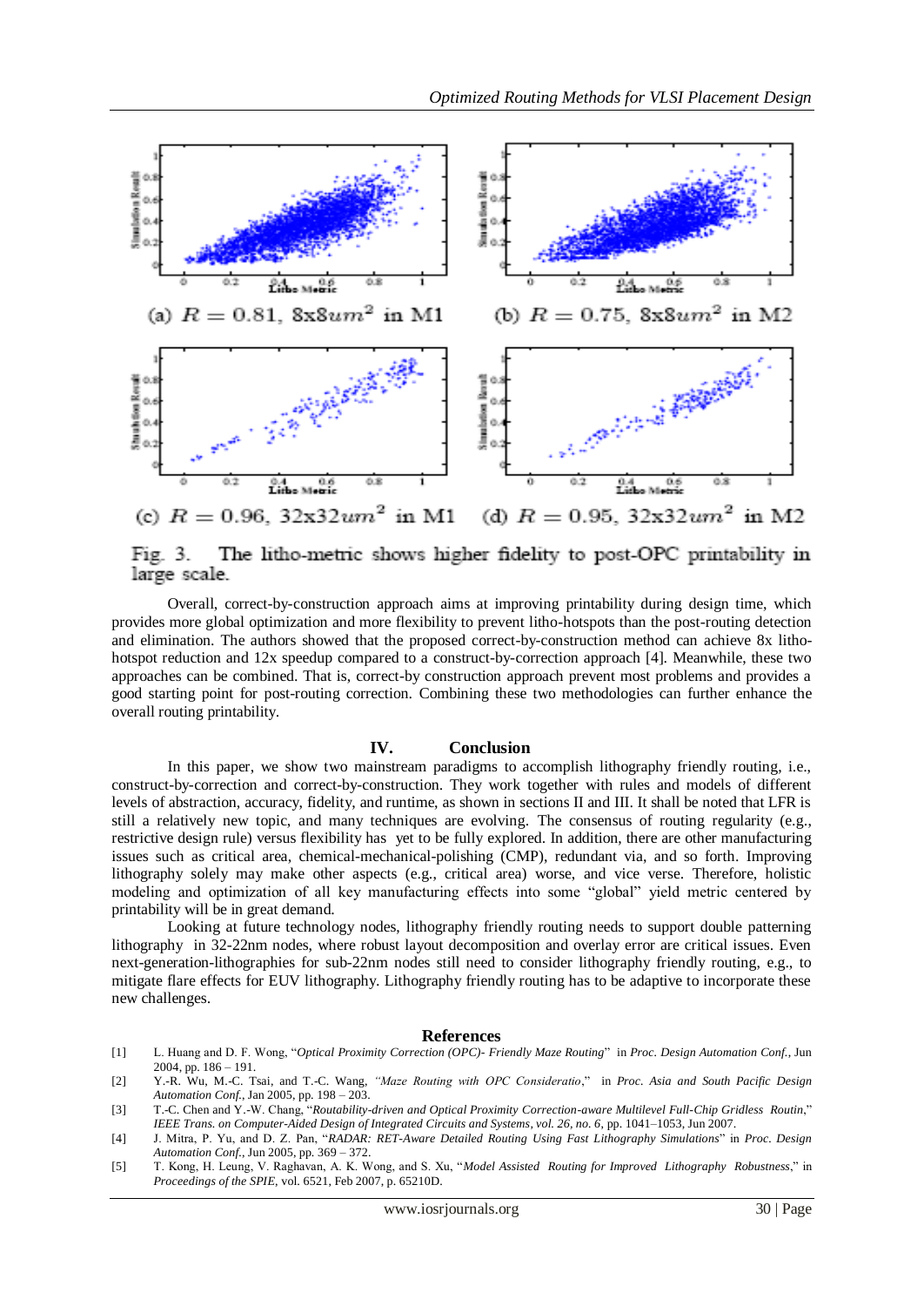(a) $R = 0.81$, $8x8um^2$ in M1 (b) $R = 0.75$, $8x8um^2$ in M2

(c) $R = 0.96$, $32x32um^2$ in M1 (d) $R = 0.95$, $32x32um^2$ in M2

Fig. 3. The litho-metric shows higher fidelity to post-OPC printability in large scale.

Overall, correct-by-construction approach aims at improving printability during design time, which provides more global optimization and more flexibility to prevent litho-hotspots than the post-routing detection and elimination. The authors showed that the proposed correct-by-construction method can achieve 8x litho-hotspot reduction and 12x speedup compared to a construct-by-correction approach [4]. Meanwhile, these two approaches can be combined. That is, correct-by construction approach prevent most problems and provides a good starting point for post-routing correction. Combining these two methodologies can further enhance the overall routing printability.

## IV. Conclusion

In this paper, we show two mainstream paradigms to accomplish lithography friendly routing, i.e., construct-by-correction and correct-by-construction. They work together with rules and models of different levels of abstraction, accuracy, fidelity, and runtime, as shown in sections II and III. It shall be noted that LFR is still a relatively new topic, and many techniques are evolving. The consensus of routing regularity (e.g., restrictive design rule) versus flexibility has yet to be fully explored. In addition, there are other manufacturing issues such as critical area, chemical-mechanical-polishing (CMP), redundant via, and so forth. Improving lithography solely may make other aspects (e.g., critical area) worse, and vice verse. Therefore, holistic modeling and optimization of all key manufacturing effects into some "global" yield metric centered by printability will be in great demand.

Looking at future technology nodes, lithography friendly routing needs to support double patterning lithography in 32-22nm nodes, where robust layout decomposition and overlay error are critical issues. Even next-generation-lithographies for sub-22nm nodes still need to consider lithography friendly routing, e.g., to mitigate flare effects for EUV lithography. Lithography friendly routing has to be adaptive to incorporate these new challenges.

## References

[1] L. Huang and D. F. Wong, "*Optical Proximity Correction (OPC)- Friendly Maze Routing*" in *Proc. Design Automation Conf.*, Jun 2004, pp. 186 – 191.

[2] Y.-R. Wu, M.-C. Tsai, and T.-C. Wang, *"Maze Routing with OPC Consideratio*," in *Proc. Asia and South Pacific Design Automation Conf.*, Jan 2005, pp. 198 – 203.

[3] T.-C. Chen and Y.-W. Chang, "*Routability-driven and Optical Proximity Correction-aware Multilevel Full-Chip Gridless Routin*," *IEEE Trans. on Computer-Aided Design of Integrated Circuits and Systems, vol. 26, no. 6*, pp. 1041–1053, Jun 2007.

[4] J. Mitra, P. Yu, and D. Z. Pan, "*RADAR: RET-Aware Detailed Routing Using Fast Lithography Simulations*" in *Proc. Design Automation Conf.*, Jun 2005, pp. 369 – 372.

[5] T. Kong, H. Leung, V. Raghavan, A. K. Wong, and S. Xu, "*Model Assisted Routing for Improved Lithography Robustness*," in *Proceedings of the SPIE*, vol. 6521, Feb 2007, p. 65210D.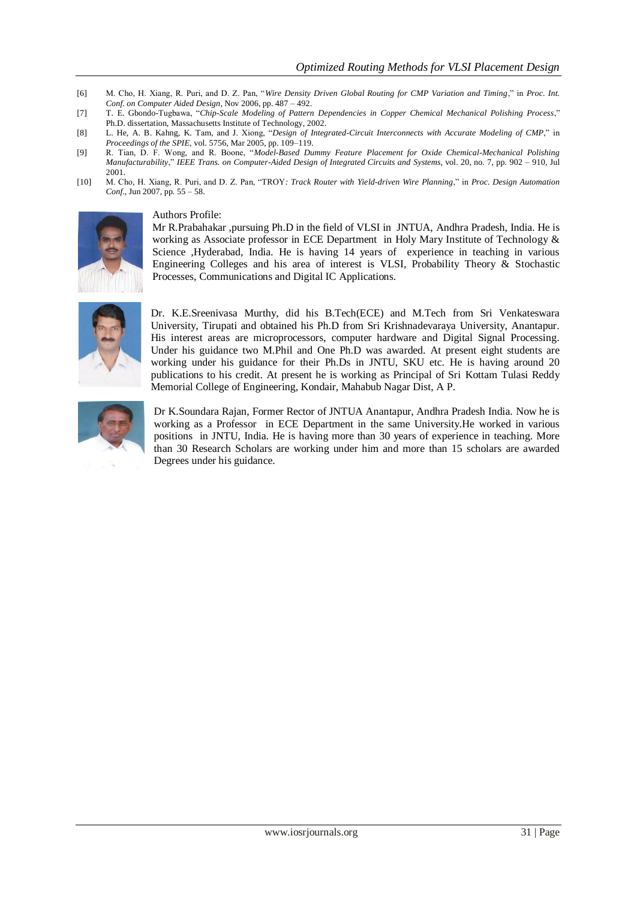[6] M. Cho, H. Xiang, R. Puri, and D. Z. Pan, "*Wire Density Driven Global Routing for CMP Variation and Timing*," in *Proc. Int. Conf. on Computer Aided Design*, Nov 2006, pp. 487 – 492.

[7] T. E. Gbondo-Tugbawa, "*Chip-Scale Modeling of Pattern Dependencies in Copper Chemical Mechanical Polishing Process*," Ph.D. dissertation, Massachusetts Institute of Technology, 2002.

[8] L. He, A. B. Kahng, K. Tam, and J. Xiong, "*Design of Integrated-Circuit Interconnects with Accurate Modeling of CMP*," in *Proceedings of the SPIE*, vol. 5756, Mar 2005, pp. 109–119.

[9] R. Tian, D. F. Wong, and R. Boone, "*Model-Based Dummy Feature Placement for Oxide Chemical-Mechanical Polishing Manufacturability*," *IEEE Trans. on Computer-Aided Design of Integrated Circuits and Systems*, vol. 20, no. 7, pp. 902 – 910, Jul 2001.

[10] M. Cho, H. Xiang, R. Puri, and D. Z. Pan, "TROY*: Track Router with Yield-driven Wire Planning*," in *Proc. Design Automation Conf.*, Jun 2007, pp. 55 – 58.

Authors Profile:

Mr R.Prabahakar ,pursuing Ph.D in the field of VLSI in JNTUA, Andhra Pradesh, India. He is working as Associate professor in ECE Department in Holy Mary Institute of Technology & Science ,Hyderabad, India. He is having 14 years of experience in teaching in various Engineering Colleges and his area of interest is VLSI, Probability Theory & Stochastic Processes, Communications and Digital IC Applications.

Dr. K.E.Sreenivasa Murthy, did his B.Tech(ECE) and M.Tech from Sri Venkateswara University, Tirupati and obtained his Ph.D from Sri Krishnadevaraya University, Anantapur. His interest areas are microprocessors, computer hardware and Digital Signal Processing. Under his guidance two M.Phil and One Ph.D was awarded. At present eight students are working under his guidance for their Ph.Ds in JNTU, SKU etc. He is having around 20 publications to his credit. At present he is working as Principal of Sri Kottam Tulasi Reddy Memorial College of Engineering, Kondair, Mahabub Nagar Dist, A P.

Dr K.Soundara Rajan, Former Rector of JNTUA Anantapur, Andhra Pradesh India. Now he is working as a Professor in ECE Department in the same University.He worked in various positions in JNTU, India. He is having more than 30 years of experience in teaching. More than 30 Research Scholars are working under him and more than 15 scholars are awarded Degrees under his guidance.